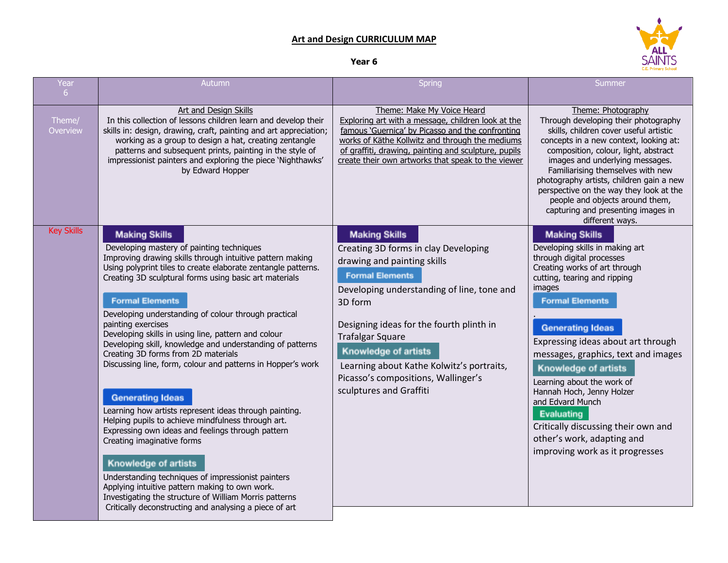# Art and Design CURRICULUM MAP

**Year 6**

| Year 6 | Autumn | Spring | Summer |
|---|---|---|---|
| Theme/ Overview | Art and Design Skills<br>In this collection of lessons children learn and develop their skills in: design, drawing, craft, painting and art appreciation; working as a group to design a hat, creating zentangle patterns and subsequent prints, painting in the style of impressionist painters and exploring the piece 'Nighthawks' by Edward Hopper | Theme: Make My Voice Heard<br>Exploring art with a message, children look at the famous 'Guernica' by Picasso and the confronting works of Käthe Kollwitz and through the mediums of graffiti, drawing, painting and sculpture, pupils create their own artworks that speak to the viewer | Theme: Photography<br>Through developing their photography skills, children cover useful artistic concepts in a new context, looking at: composition, colour, light, abstract images and underlying messages. Familiarising themselves with new photography artists, children gain a new perspective on the way they look at the people and objects around them, capturing and presenting images in different ways. |
| Key Skills | **Making Skills**<br>Developing mastery of painting techniques<br>Improving drawing skills through intuitive pattern making<br>Using polyprint tiles to create elaborate zentangle patterns.<br>Creating 3D sculptural forms using basic art materials<br><br>**Formal Elements**<br>Developing understanding of colour through practical painting exercises<br>Developing skills in using line, pattern and colour<br>Developing skill, knowledge and understanding of patterns<br>Creating 3D forms from 2D materials<br>Discussing line, form, colour and patterns in Hopper's work<br><br>**Generating Ideas**<br>Learning how artists represent ideas through painting.<br>Helping pupils to achieve mindfulness through art.<br>Expressing own ideas and feelings through pattern<br>Creating imaginative forms<br><br>**Knowledge of artists**<br>Understanding techniques of impressionist painters<br>Applying intuitive pattern making to own work.<br>Investigating the structure of William Morris patterns<br>Critically deconstructing and analysing a piece of art | **Making Skills**<br>Creating 3D forms in clay Developing drawing and painting skills<br>**Formal Elements**<br>Developing understanding of line, tone and 3D form<br><br>Designing ideas for the fourth plinth in Trafalgar Square<br>**Knowledge of artists**<br>Learning about Kathe Kolwitz's portraits, Picasso's compositions, Wallinger's sculptures and Graffiti | **Making Skills**<br>Developing skills in making art through digital processes<br>Creating works of art through cutting, tearing and ripping images<br>**Formal Elements**<br>.<br>**Generating Ideas**<br>Expressing ideas about art through messages, graphics, text and images<br>**Knowledge of artists**<br>Learning about the work of Hannah Hoch, Jenny Holzer and Edvard Munch<br>**Evaluating**<br>Critically discussing their own and other's work, adapting and improving work as it progresses |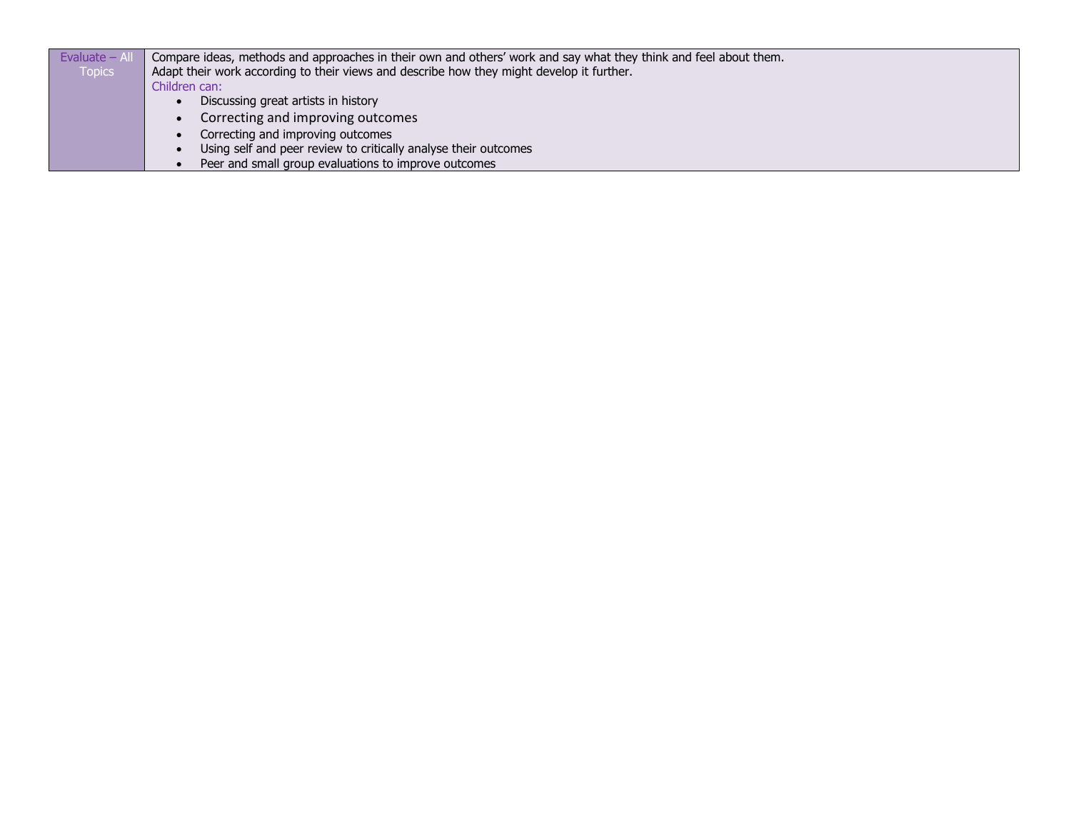| | |
|---|---|
| Evaluate – All Topics | Compare ideas, methods and approaches in their own and others' work and say what they think and feel about them.<br>Adapt their work according to their views and describe how they might develop it further.<br>Children can:<br>• Discussing great artists in history<br>• Correcting and improving outcomes<br>• Correcting and improving outcomes<br>• Using self and peer review to critically analyse their outcomes<br>• Peer and small group evaluations to improve outcomes |